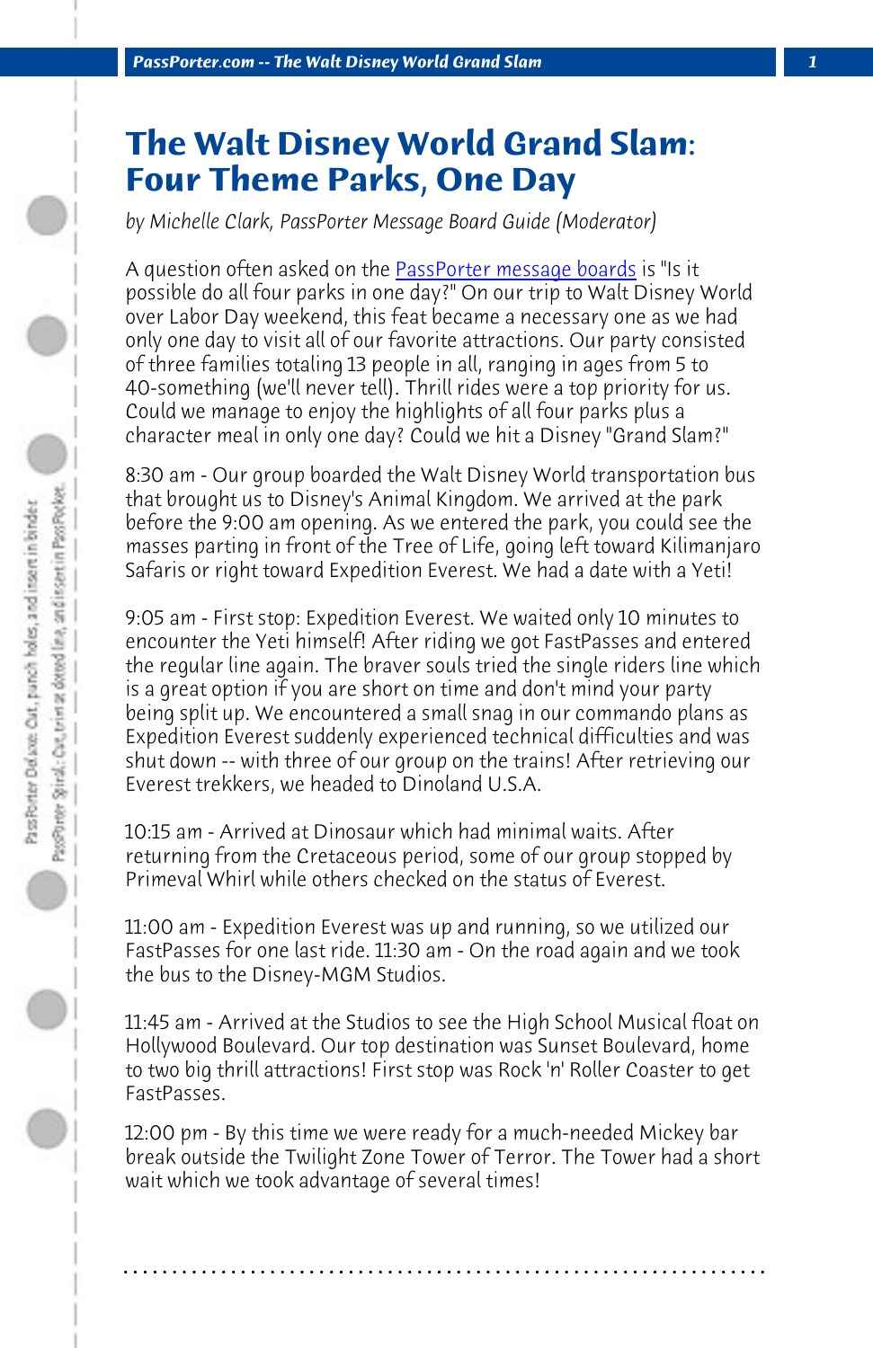# The Walt Disney World Grand Slam: Four Theme Parks, One Day

*by Michelle Clark, PassPorter Message Board Guide (Moderator)*

A question often asked on the PassPorter message boards is "Is it possible do all four parks in one day?" On our trip to Walt Disney World over Labor Day weekend, this feat became a necessary one as we had only one day to visit all of our favorite attractions. Our party consisted of three families totaling 13 people in all, ranging in ages from 5 to 40-something (we'll never tell). Thrill rides were a top priority for us. Could we manage to enjoy the highlights of all four parks plus a character meal in only one day? Could we hit a Disney "Grand Slam?"

8:30 am - Our group boarded the Walt Disney World transportation bus that brought us to Disney's Animal Kingdom. We arrived at the park before the 9:00 am opening. As we entered the park, you could see the masses parting in front of the Tree of Life, going left toward Kilimanjaro Safaris or right toward Expedition Everest. We had a date with a Yeti!

9:05 am - First stop: Expedition Everest. We waited only 10 minutes to encounter the Yeti himself! After riding we got FastPasses and entered the regular line again. The braver souls tried the single riders line which is a great option if you are short on time and don't mind your party being split up. We encountered a small snag in our commando plans as Expedition Everest suddenly experienced technical difficulties and was shut down -- with three of our group on the trains! After retrieving our Everest trekkers, we headed to Dinoland U.S.A.

10:15 am - Arrived at Dinosaur which had minimal waits. After returning from the Cretaceous period, some of our group stopped by Primeval Whirl while others checked on the status of Everest.

11:00 am - Expedition Everest was up and running, so we utilized our FastPasses for one last ride. 11:30 am - On the road again and we took the bus to the Disney-MGM Studios.

11:45 am - Arrived at the Studios to see the High School Musical float on Hollywood Boulevard. Our top destination was Sunset Boulevard, home to two big thrill attractions! First stop was Rock 'n' Roller Coaster to get FastPasses.

12:00 pm - By this time we were ready for a much-needed Mickey bar break outside the Twilight Zone Tower of Terror. The Tower had a short wait which we took advantage of several times!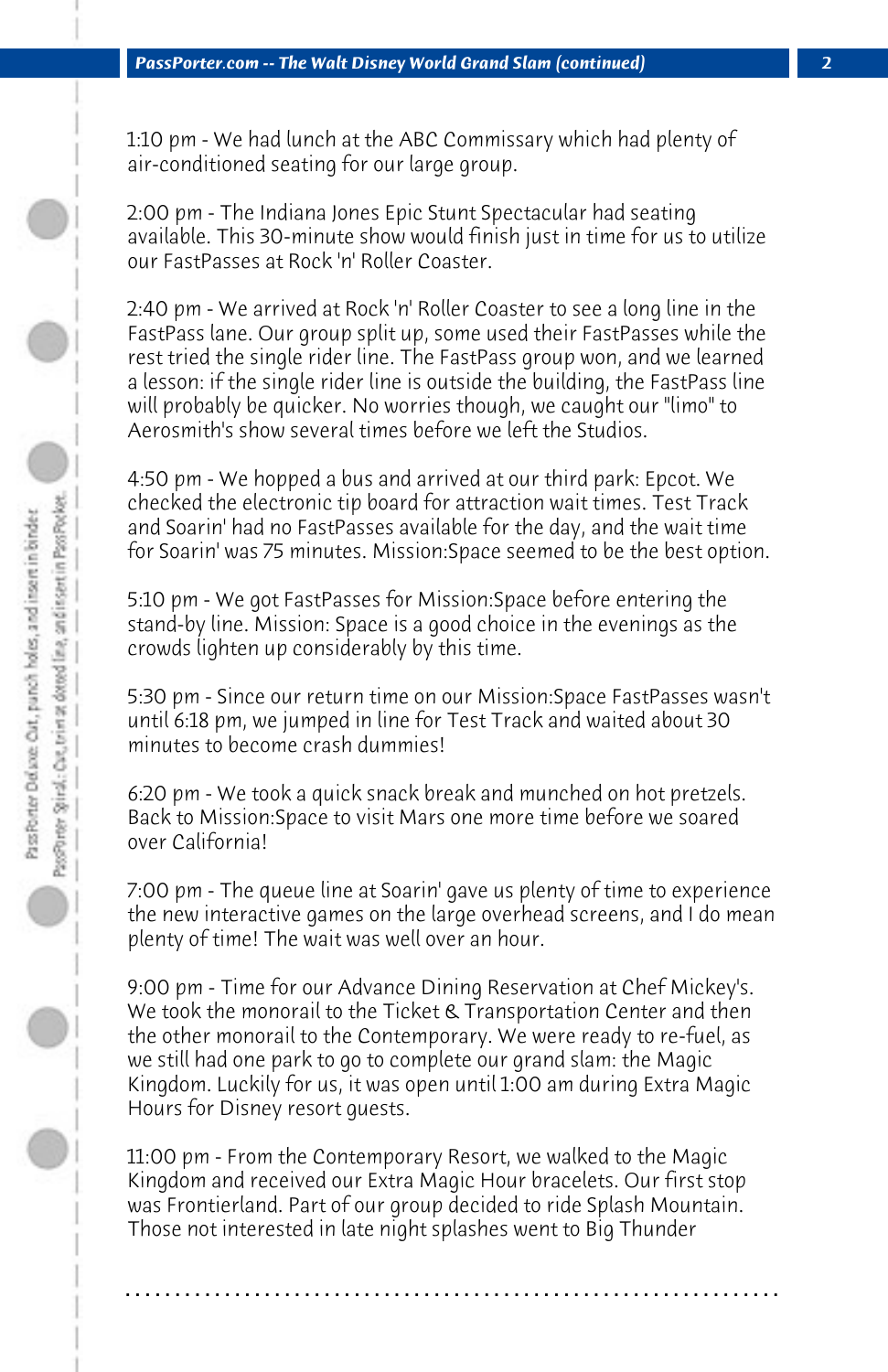1:10 pm - We had lunch at the ABC Commissary which had plenty of air-conditioned seating for our large group.

2:00 pm - The Indiana Jones Epic Stunt Spectacular had seating available. This 30-minute show would finish just in time for us to utilize our FastPasses at Rock 'n' Roller Coaster.

2:40 pm - We arrived at Rock 'n' Roller Coaster to see a long line in the FastPass lane. Our group split up, some used their FastPasses while the rest tried the single rider line. The FastPass group won, and we learned a lesson: if the single rider line is outside the building, the FastPass line will probably be quicker. No worries though, we caught our "limo" to Aerosmith's show several times before we left the Studios.

4:50 pm - We hopped a bus and arrived at our third park: Epcot. We checked the electronic tip board for attraction wait times. Test Track and Soarin' had no FastPasses available for the day, and the wait time for Soarin' was 75 minutes. Mission:Space seemed to be the best option.

5:10 pm - We got FastPasses for Mission:Space before entering the stand-by line. Mission: Space is a good choice in the evenings as the crowds lighten up considerably by this time.

5:30 pm - Since our return time on our Mission:Space FastPasses wasn't until 6:18 pm, we jumped in line for Test Track and waited about 30 minutes to become crash dummies!

6:20 pm - We took a quick snack break and munched on hot pretzels. Back to Mission:Space to visit Mars one more time before we soared over California!

7:00 pm - The queue line at Soarin' gave us plenty of time to experience the new interactive games on the large overhead screens, and I do mean plenty of time! The wait was well over an hour.

9:00 pm - Time for our Advance Dining Reservation at Chef Mickey's. We took the monorail to the Ticket & Transportation Center and then the other monorail to the Contemporary. We were ready to re-fuel, as we still had one park to go to complete our grand slam: the Magic Kingdom. Luckily for us, it was open until 1:00 am during Extra Magic Hours for Disney resort guests.

11:00 pm - From the Contemporary Resort, we walked to the Magic Kingdom and received our Extra Magic Hour bracelets. Our first stop was Frontierland. Part of our group decided to ride Splash Mountain. Those not interested in late night splashes went to Big Thunder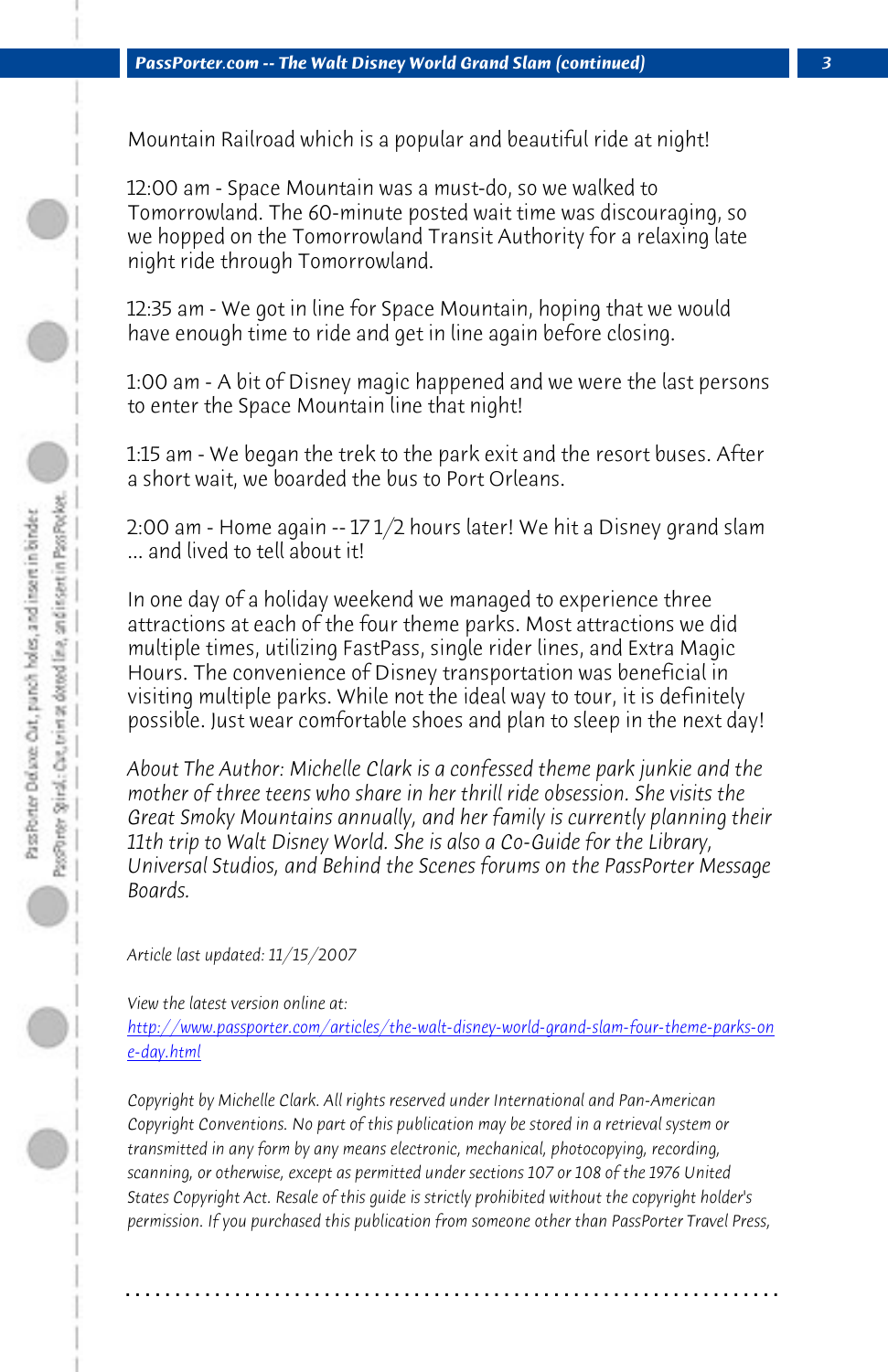Mountain Railroad which is a popular and beautiful ride at night!

12:00 am - Space Mountain was a must-do, so we walked to Tomorrowland. The 60-minute posted wait time was discouraging, so we hopped on the Tomorrowland Transit Authority for a relaxing late night ride through Tomorrowland.

12:35 am - We got in line for Space Mountain, hoping that we would have enough time to ride and get in line again before closing.

1:00 am - A bit of Disney magic happened and we were the last persons to enter the Space Mountain line that night!

1:15 am - We began the trek to the park exit and the resort buses. After a short wait, we boarded the bus to Port Orleans.

2:00 am - Home again -- 17 1/2 hours later! We hit a Disney grand slam ... and lived to tell about it!

In one day of a holiday weekend we managed to experience three attractions at each of the four theme parks. Most attractions we did multiple times, utilizing FastPass, single rider lines, and Extra Magic Hours. The convenience of Disney transportation was beneficial in visiting multiple parks. While not the ideal way to tour, it is definitely possible. Just wear comfortable shoes and plan to sleep in the next day!

*About The Author: Michelle Clark is a confessed theme park junkie and the mother of three teens who share in her thrill ride obsession. She visits the Great Smoky Mountains annually, and her family is currently planning their 11th trip to Walt Disney World. She is also a Co-Guide for the Library, Universal Studios, and Behind the Scenes forums on the PassPorter Message Boards.*

*Article last updated: 11/15/2007*

*View the latest version online at:*
http://www.passporter.com/articles/the-walt-disney-world-grand-slam-four-theme-parks-one-day.html

*Copyright by Michelle Clark. All rights reserved under International and Pan-American Copyright Conventions. No part of this publication may be stored in a retrieval system or transmitted in any form by any means electronic, mechanical, photocopying, recording, scanning, or otherwise, except as permitted under sections 107 or 108 of the 1976 United States Copyright Act. Resale of this guide is strictly prohibited without the copyright holder's permission. If you purchased this publication from someone other than PassPorter Travel Press,*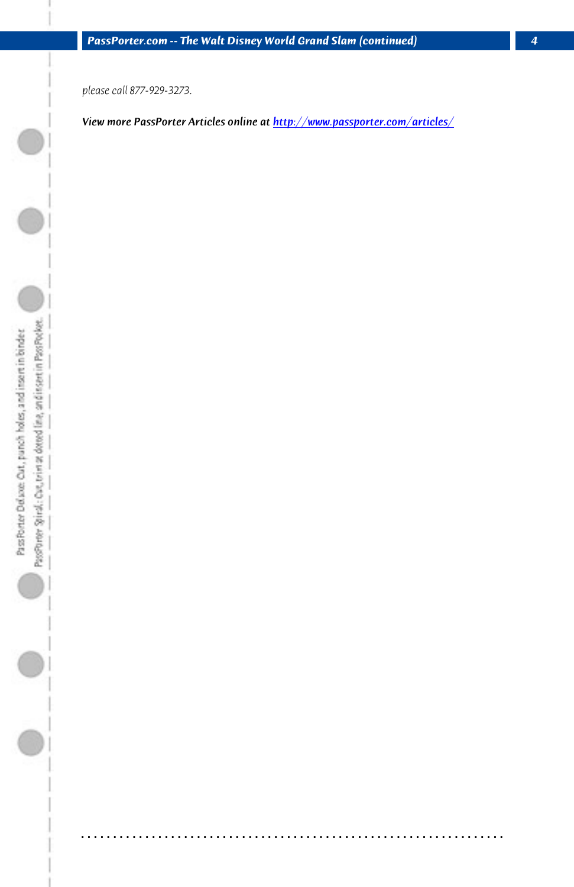*please call 877-929-3273.*

***View more PassPorter Articles online at [http://www.passporter.com/articles/](http://www.passporter.com/articles/)***